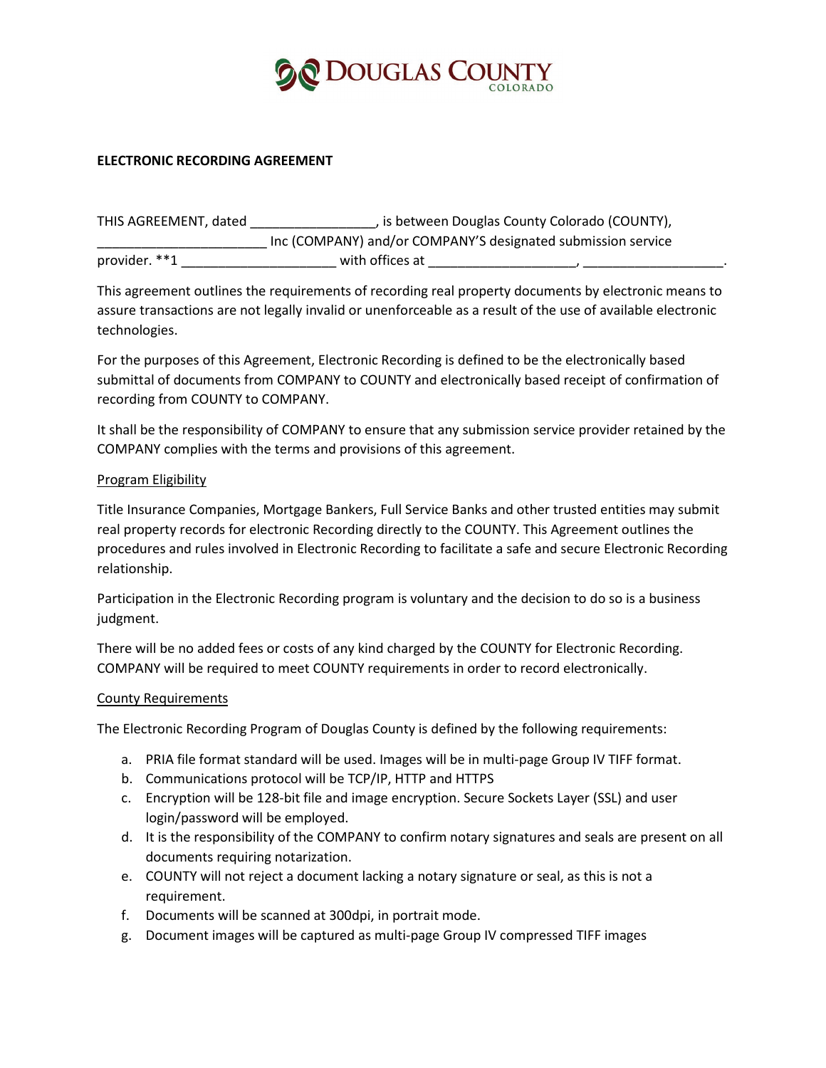# DOUGLAS COUNTY
COLORADO

**ELECTRONIC RECORDING AGREEMENT**

THIS AGREEMENT, dated _________________, is between Douglas County Colorado (COUNTY), _______________________ Inc (COMPANY) and/or COMPANY'S designated submission service provider. **1 ____________________ with offices at ___________________, __________________.

This agreement outlines the requirements of recording real property documents by electronic means to assure transactions are not legally invalid or unenforceable as a result of the use of available electronic technologies.

For the purposes of this Agreement, Electronic Recording is defined to be the electronically based submittal of documents from COMPANY to COUNTY and electronically based receipt of confirmation of recording from COUNTY to COMPANY.

It shall be the responsibility of COMPANY to ensure that any submission service provider retained by the COMPANY complies with the terms and provisions of this agreement.

Program Eligibility

Title Insurance Companies, Mortgage Bankers, Full Service Banks and other trusted entities may submit real property records for electronic Recording directly to the COUNTY. This Agreement outlines the procedures and rules involved in Electronic Recording to facilitate a safe and secure Electronic Recording relationship.

Participation in the Electronic Recording program is voluntary and the decision to do so is a business judgment.

There will be no added fees or costs of any kind charged by the COUNTY for Electronic Recording. COMPANY will be required to meet COUNTY requirements in order to record electronically.

County Requirements

The Electronic Recording Program of Douglas County is defined by the following requirements:

a. PRIA file format standard will be used. Images will be in multi-page Group IV TIFF format.
b. Communications protocol will be TCP/IP, HTTP and HTTPS
c. Encryption will be 128-bit file and image encryption. Secure Sockets Layer (SSL) and user login/password will be employed.
d. It is the responsibility of the COMPANY to confirm notary signatures and seals are present on all documents requiring notarization.
e. COUNTY will not reject a document lacking a notary signature or seal, as this is not a requirement.
f. Documents will be scanned at 300dpi, in portrait mode.
g. Document images will be captured as multi-page Group IV compressed TIFF images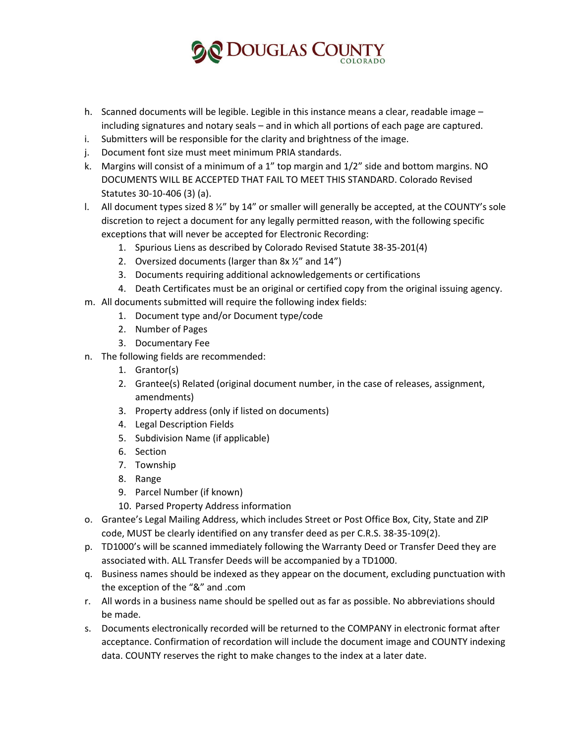h. Scanned documents will be legible. Legible in this instance means a clear, readable image – including signatures and notary seals – and in which all portions of each page are captured.

i. Submitters will be responsible for the clarity and brightness of the image.

j. Document font size must meet minimum PRIA standards.

k. Margins will consist of a minimum of a 1" top margin and 1/2" side and bottom margins. NO DOCUMENTS WILL BE ACCEPTED THAT FAIL TO MEET THIS STANDARD. Colorado Revised Statutes 30-10-406 (3) (a).

l. All document types sized 8 ½" by 14" or smaller will generally be accepted, at the COUNTY's sole discretion to reject a document for any legally permitted reason, with the following specific exceptions that will never be accepted for Electronic Recording:
   1. Spurious Liens as described by Colorado Revised Statute 38-35-201(4)
   2. Oversized documents (larger than 8x ½" and 14")
   3. Documents requiring additional acknowledgements or certifications
   4. Death Certificates must be an original or certified copy from the original issuing agency.

m. All documents submitted will require the following index fields:
   1. Document type and/or Document type/code
   2. Number of Pages
   3. Documentary Fee

n. The following fields are recommended:
   1. Grantor(s)
   2. Grantee(s) Related (original document number, in the case of releases, assignment, amendments)
   3. Property address (only if listed on documents)
   4. Legal Description Fields
   5. Subdivision Name (if applicable)
   6. Section
   7. Township
   8. Range
   9. Parcel Number (if known)
   10. Parsed Property Address information

o. Grantee's Legal Mailing Address, which includes Street or Post Office Box, City, State and ZIP code, MUST be clearly identified on any transfer deed as per C.R.S. 38-35-109(2).

p. TD1000's will be scanned immediately following the Warranty Deed or Transfer Deed they are associated with. ALL Transfer Deeds will be accompanied by a TD1000.

q. Business names should be indexed as they appear on the document, excluding punctuation with the exception of the "&" and .com

r. All words in a business name should be spelled out as far as possible. No abbreviations should be made.

s. Documents electronically recorded will be returned to the COMPANY in electronic format after acceptance. Confirmation of recordation will include the document image and COUNTY indexing data. COUNTY reserves the right to make changes to the index at a later date.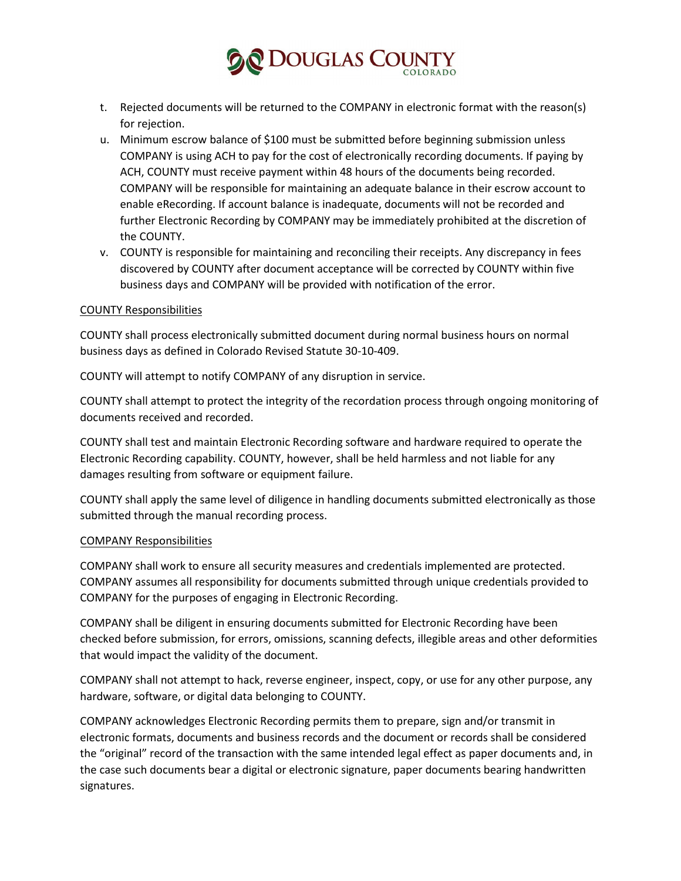t. Rejected documents will be returned to the COMPANY in electronic format with the reason(s) for rejection.
u. Minimum escrow balance of $100 must be submitted before beginning submission unless COMPANY is using ACH to pay for the cost of electronically recording documents. If paying by ACH, COUNTY must receive payment within 48 hours of the documents being recorded. COMPANY will be responsible for maintaining an adequate balance in their escrow account to enable eRecording. If account balance is inadequate, documents will not be recorded and further Electronic Recording by COMPANY may be immediately prohibited at the discretion of the COUNTY.
v. COUNTY is responsible for maintaining and reconciling their receipts. Any discrepancy in fees discovered by COUNTY after document acceptance will be corrected by COUNTY within five business days and COMPANY will be provided with notification of the error.

<u>COUNTY Responsibilities</u>

COUNTY shall process electronically submitted document during normal business hours on normal business days as defined in Colorado Revised Statute 30-10-409.

COUNTY will attempt to notify COMPANY of any disruption in service.

COUNTY shall attempt to protect the integrity of the recordation process through ongoing monitoring of documents received and recorded.

COUNTY shall test and maintain Electronic Recording software and hardware required to operate the Electronic Recording capability. COUNTY, however, shall be held harmless and not liable for any damages resulting from software or equipment failure.

COUNTY shall apply the same level of diligence in handling documents submitted electronically as those submitted through the manual recording process.

<u>COMPANY Responsibilities</u>

COMPANY shall work to ensure all security measures and credentials implemented are protected. COMPANY assumes all responsibility for documents submitted through unique credentials provided to COMPANY for the purposes of engaging in Electronic Recording.

COMPANY shall be diligent in ensuring documents submitted for Electronic Recording have been checked before submission, for errors, omissions, scanning defects, illegible areas and other deformities that would impact the validity of the document.

COMPANY shall not attempt to hack, reverse engineer, inspect, copy, or use for any other purpose, any hardware, software, or digital data belonging to COUNTY.

COMPANY acknowledges Electronic Recording permits them to prepare, sign and/or transmit in electronic formats, documents and business records and the document or records shall be considered the "original" record of the transaction with the same intended legal effect as paper documents and, in the case such documents bear a digital or electronic signature, paper documents bearing handwritten signatures.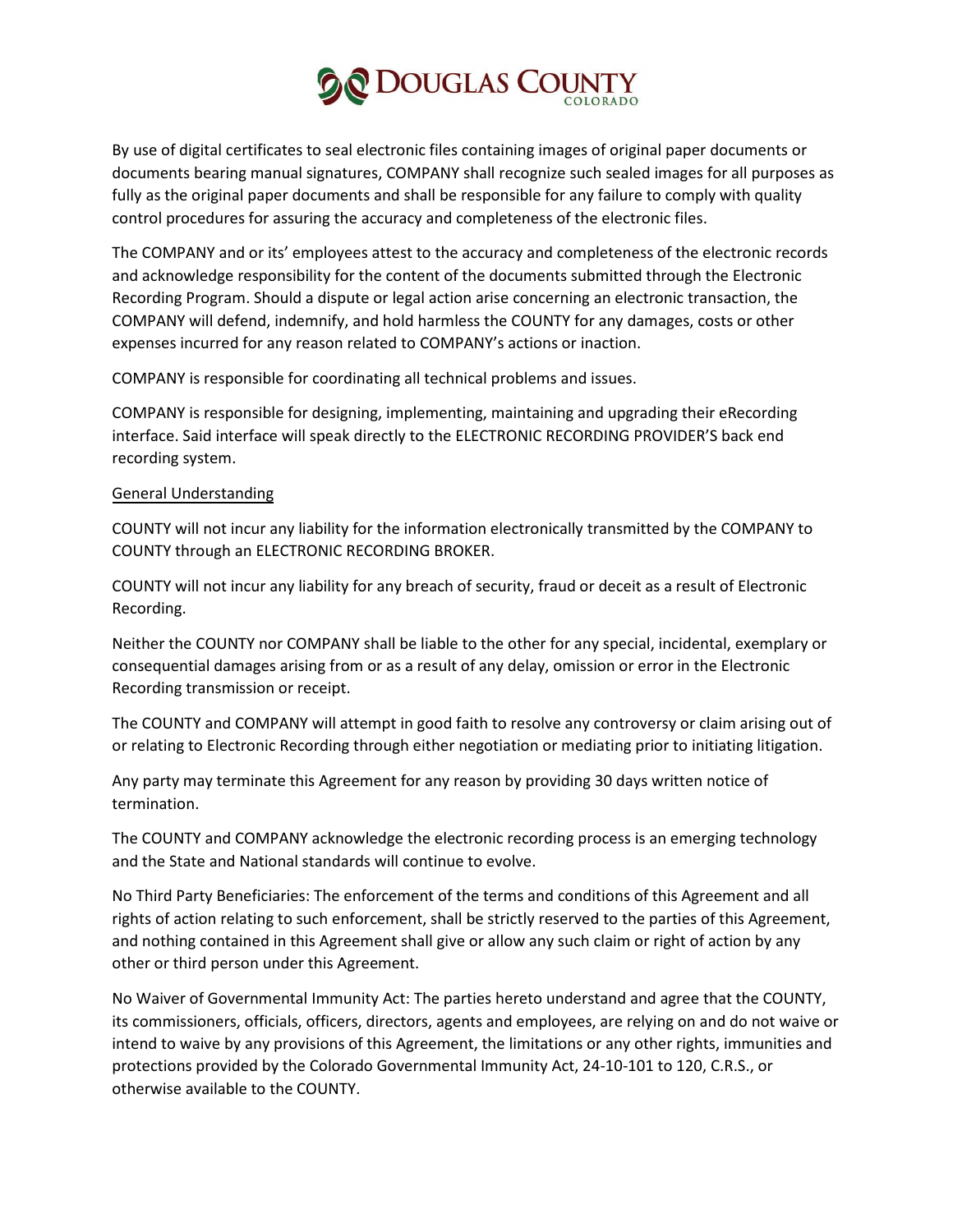By use of digital certificates to seal electronic files containing images of original paper documents or documents bearing manual signatures, COMPANY shall recognize such sealed images for all purposes as fully as the original paper documents and shall be responsible for any failure to comply with quality control procedures for assuring the accuracy and completeness of the electronic files.

The COMPANY and or its' employees attest to the accuracy and completeness of the electronic records and acknowledge responsibility for the content of the documents submitted through the Electronic Recording Program. Should a dispute or legal action arise concerning an electronic transaction, the COMPANY will defend, indemnify, and hold harmless the COUNTY for any damages, costs or other expenses incurred for any reason related to COMPANY's actions or inaction.

COMPANY is responsible for coordinating all technical problems and issues.

COMPANY is responsible for designing, implementing, maintaining and upgrading their eRecording interface. Said interface will speak directly to the ELECTRONIC RECORDING PROVIDER'S back end recording system.

General Understanding

COUNTY will not incur any liability for the information electronically transmitted by the COMPANY to COUNTY through an ELECTRONIC RECORDING BROKER.

COUNTY will not incur any liability for any breach of security, fraud or deceit as a result of Electronic Recording.

Neither the COUNTY nor COMPANY shall be liable to the other for any special, incidental, exemplary or consequential damages arising from or as a result of any delay, omission or error in the Electronic Recording transmission or receipt.

The COUNTY and COMPANY will attempt in good faith to resolve any controversy or claim arising out of or relating to Electronic Recording through either negotiation or mediating prior to initiating litigation.

Any party may terminate this Agreement for any reason by providing 30 days written notice of termination.

The COUNTY and COMPANY acknowledge the electronic recording process is an emerging technology and the State and National standards will continue to evolve.

No Third Party Beneficiaries: The enforcement of the terms and conditions of this Agreement and all rights of action relating to such enforcement, shall be strictly reserved to the parties of this Agreement, and nothing contained in this Agreement shall give or allow any such claim or right of action by any other or third person under this Agreement.

No Waiver of Governmental Immunity Act: The parties hereto understand and agree that the COUNTY, its commissioners, officials, officers, directors, agents and employees, are relying on and do not waive or intend to waive by any provisions of this Agreement, the limitations or any other rights, immunities and protections provided by the Colorado Governmental Immunity Act, 24-10-101 to 120, C.R.S., or otherwise available to the COUNTY.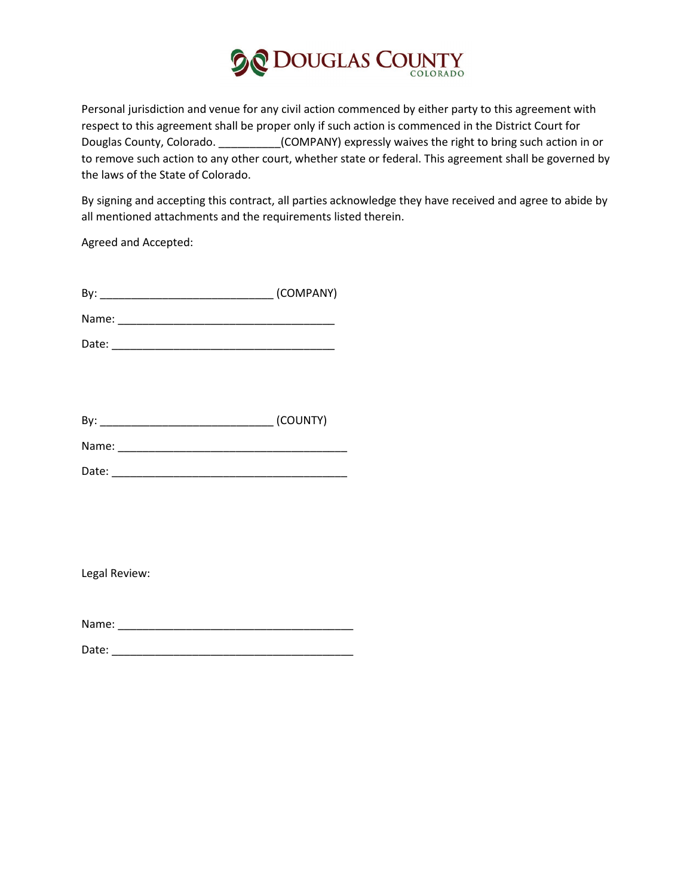Personal jurisdiction and venue for any civil action commenced by either party to this agreement with respect to this agreement shall be proper only if such action is commenced in the District Court for Douglas County, Colorado. __________(COMPANY) expressly waives the right to bring such action in or to remove such action to any other court, whether state or federal. This agreement shall be governed by the laws of the State of Colorado.

By signing and accepting this contract, all parties acknowledge they have received and agree to abide by all mentioned attachments and the requirements listed therein.

Agreed and Accepted:

By: ___________________________ (COMPANY)

Name: __________________________________

Date: ___________________________________

By: ___________________________ (COUNTY)

Name: ____________________________________

Date: _____________________________________

Legal Review:

Name: _____________________________________

Date: ______________________________________